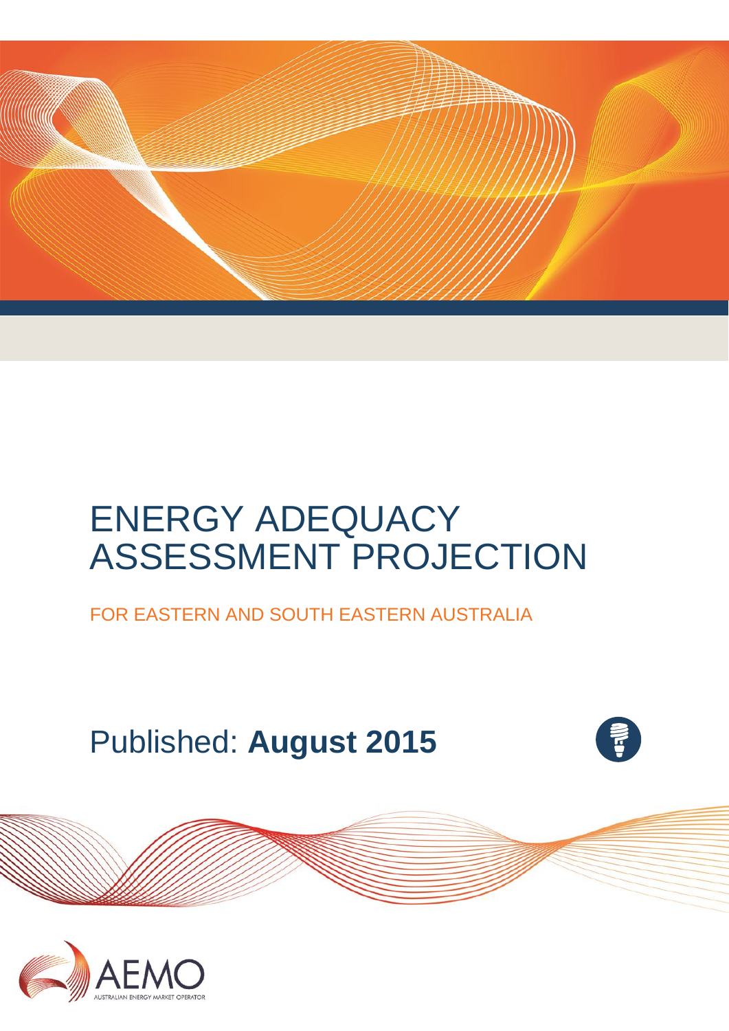# ENERGY ADEQUACY ASSESSMENT PROJECTION

FOR EASTERN AND SOUTH EASTERN AUSTRALIA

Published: **August 2015**

AEMO

AUSTRALIAN ENERGY MARKET OPERATOR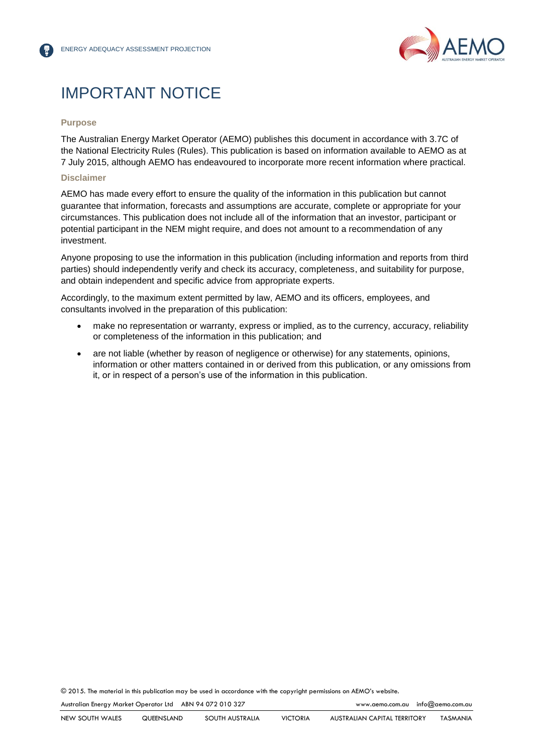# IMPORTANT NOTICE

### Purpose

The Australian Energy Market Operator (AEMO) publishes this document in accordance with 3.7C of the National Electricity Rules (Rules). This publication is based on information available to AEMO as at 7 July 2015, although AEMO has endeavoured to incorporate more recent information where practical.

### Disclaimer

AEMO has made every effort to ensure the quality of the information in this publication but cannot guarantee that information, forecasts and assumptions are accurate, complete or appropriate for your circumstances. This publication does not include all of the information that an investor, participant or potential participant in the NEM might require, and does not amount to a recommendation of any investment.

Anyone proposing to use the information in this publication (including information and reports from third parties) should independently verify and check its accuracy, completeness, and suitability for purpose, and obtain independent and specific advice from appropriate experts.

Accordingly, to the maximum extent permitted by law, AEMO and its officers, employees, and consultants involved in the preparation of this publication:

- make no representation or warranty, express or implied, as to the currency, accuracy, reliability or completeness of the information in this publication; and
- are not liable (whether by reason of negligence or otherwise) for any statements, opinions, information or other matters contained in or derived from this publication, or any omissions from it, or in respect of a person's use of the information in this publication.

© 2015. The material in this publication may be used in accordance with the copyright permissions on AEMO's website.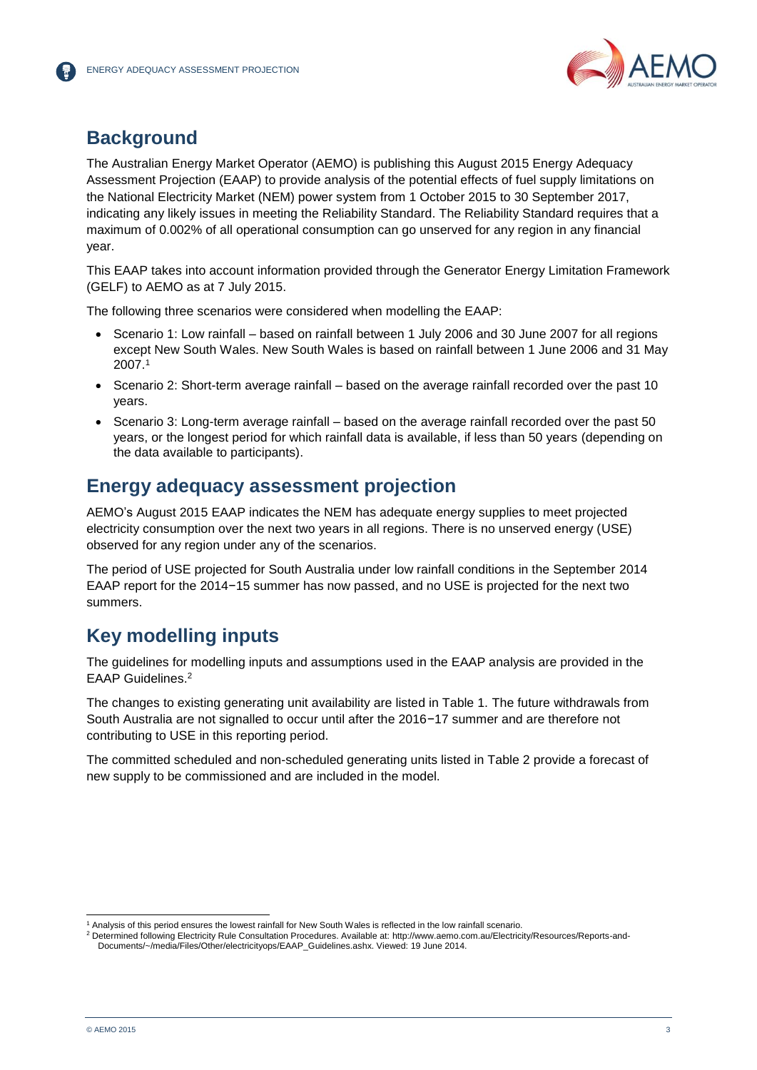## Background

The Australian Energy Market Operator (AEMO) is publishing this August 2015 Energy Adequacy Assessment Projection (EAAP) to provide analysis of the potential effects of fuel supply limitations on the National Electricity Market (NEM) power system from 1 October 2015 to 30 September 2017, indicating any likely issues in meeting the Reliability Standard. The Reliability Standard requires that a maximum of 0.002% of all operational consumption can go unserved for any region in any financial year.

This EAAP takes into account information provided through the Generator Energy Limitation Framework (GELF) to AEMO as at 7 July 2015.

The following three scenarios were considered when modelling the EAAP:

- Scenario 1: Low rainfall – based on rainfall between 1 July 2006 and 30 June 2007 for all regions except New South Wales. New South Wales is based on rainfall between 1 June 2006 and 31 May 2007.[1]
- Scenario 2: Short-term average rainfall – based on the average rainfall recorded over the past 10 years.
- Scenario 3: Long-term average rainfall – based on the average rainfall recorded over the past 50 years, or the longest period for which rainfall data is available, if less than 50 years (depending on the data available to participants).

## Energy adequacy assessment projection

AEMO's August 2015 EAAP indicates the NEM has adequate energy supplies to meet projected electricity consumption over the next two years in all regions. There is no unserved energy (USE) observed for any region under any of the scenarios.

The period of USE projected for South Australia under low rainfall conditions in the September 2014 EAAP report for the 2014−15 summer has now passed, and no USE is projected for the next two summers.

## Key modelling inputs

The guidelines for modelling inputs and assumptions used in the EAAP analysis are provided in the EAAP Guidelines.[2]

The changes to existing generating unit availability are listed in Table 1. The future withdrawals from South Australia are not signalled to occur until after the 2016−17 summer and are therefore not contributing to USE in this reporting period.

The committed scheduled and non-scheduled generating units listed in Table 2 provide a forecast of new supply to be commissioned and are included in the model.

---

[1] Analysis of this period ensures the lowest rainfall for New South Wales is reflected in the low rainfall scenario.

[2] Determined following Electricity Rule Consultation Procedures. Available at: http://www.aemo.com.au/Electricity/Resources/Reports-and-Documents/~/media/Files/Other/electricityops/EAAP_Guidelines.ashx. Viewed: 19 June 2014.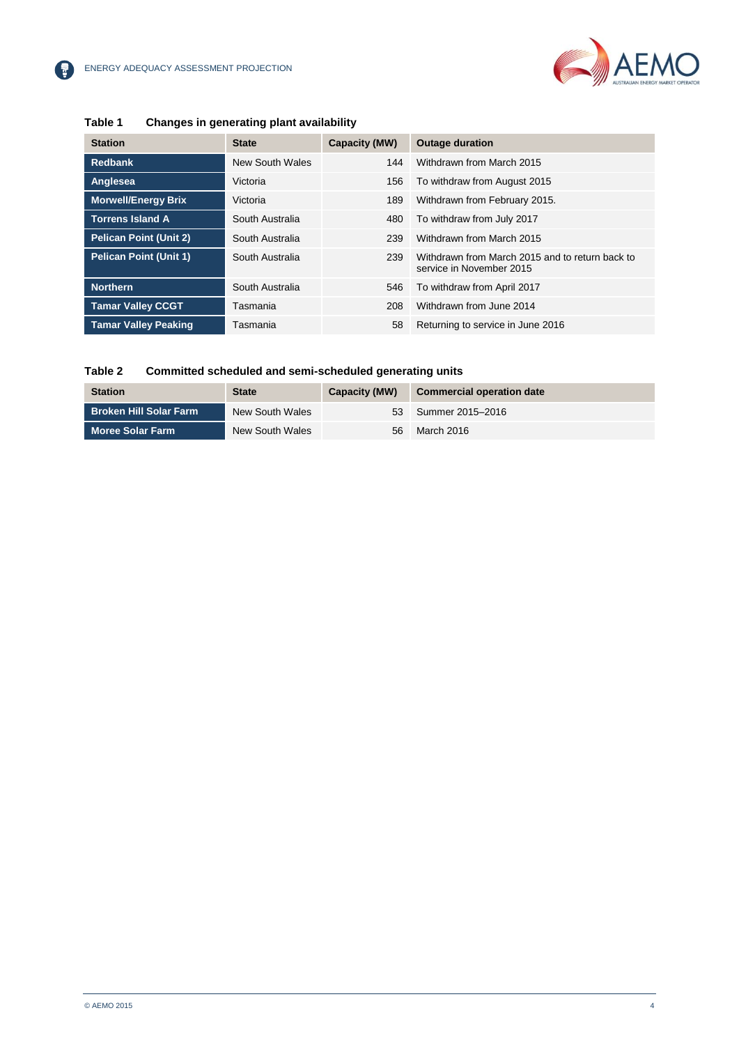**Table 1 Changes in generating plant availability**

| Station | State | Capacity (MW) | Outage duration |
|---|---|---|---|
| **Redbank** | New South Wales | 144 | Withdrawn from March 2015 |
| **Anglesea** | Victoria | 156 | To withdraw from August 2015 |
| **Morwell/Energy Brix** | Victoria | 189 | Withdrawn from February 2015. |
| **Torrens Island A** | South Australia | 480 | To withdraw from July 2017 |
| **Pelican Point (Unit 2)** | South Australia | 239 | Withdrawn from March 2015 |
| **Pelican Point (Unit 1)** | South Australia | 239 | Withdrawn from March 2015 and to return back to service in November 2015 |
| **Northern** | South Australia | 546 | To withdraw from April 2017 |
| **Tamar Valley CCGT** | Tasmania | 208 | Withdrawn from June 2014 |
| **Tamar Valley Peaking** | Tasmania | 58 | Returning to service in June 2016 |

**Table 2 Committed scheduled and semi-scheduled generating units**

| Station | State | Capacity (MW) | Commercial operation date |
|---|---|---|---|
| **Broken Hill Solar Farm** | New South Wales | 53 | Summer 2015–2016 |
| **Moree Solar Farm** | New South Wales | 56 | March 2016 |